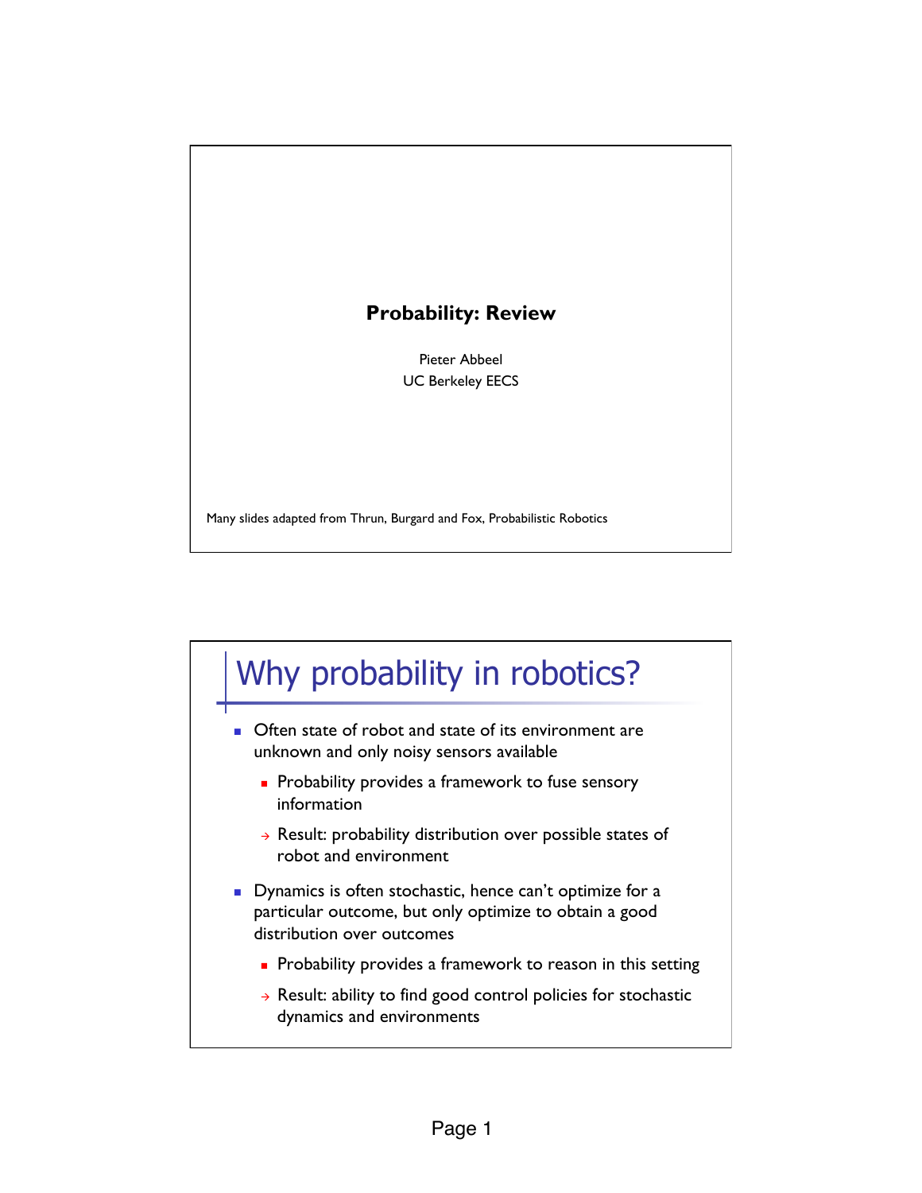# Probability: Review

Pieter Abbeel
UC Berkeley EECS

Many slides adapted from Thrun, Burgard and Fox, Probabilistic Robotics

## Why probability in robotics?

- Often state of robot and state of its environment are unknown and only noisy sensors available
  - Probability provides a framework to fuse sensory information
  - → Result: probability distribution over possible states of robot and environment
- Dynamics is often stochastic, hence can't optimize for a particular outcome, but only optimize to obtain a good distribution over outcomes
  - Probability provides a framework to reason in this setting
  - → Result: ability to find good control policies for stochastic dynamics and environments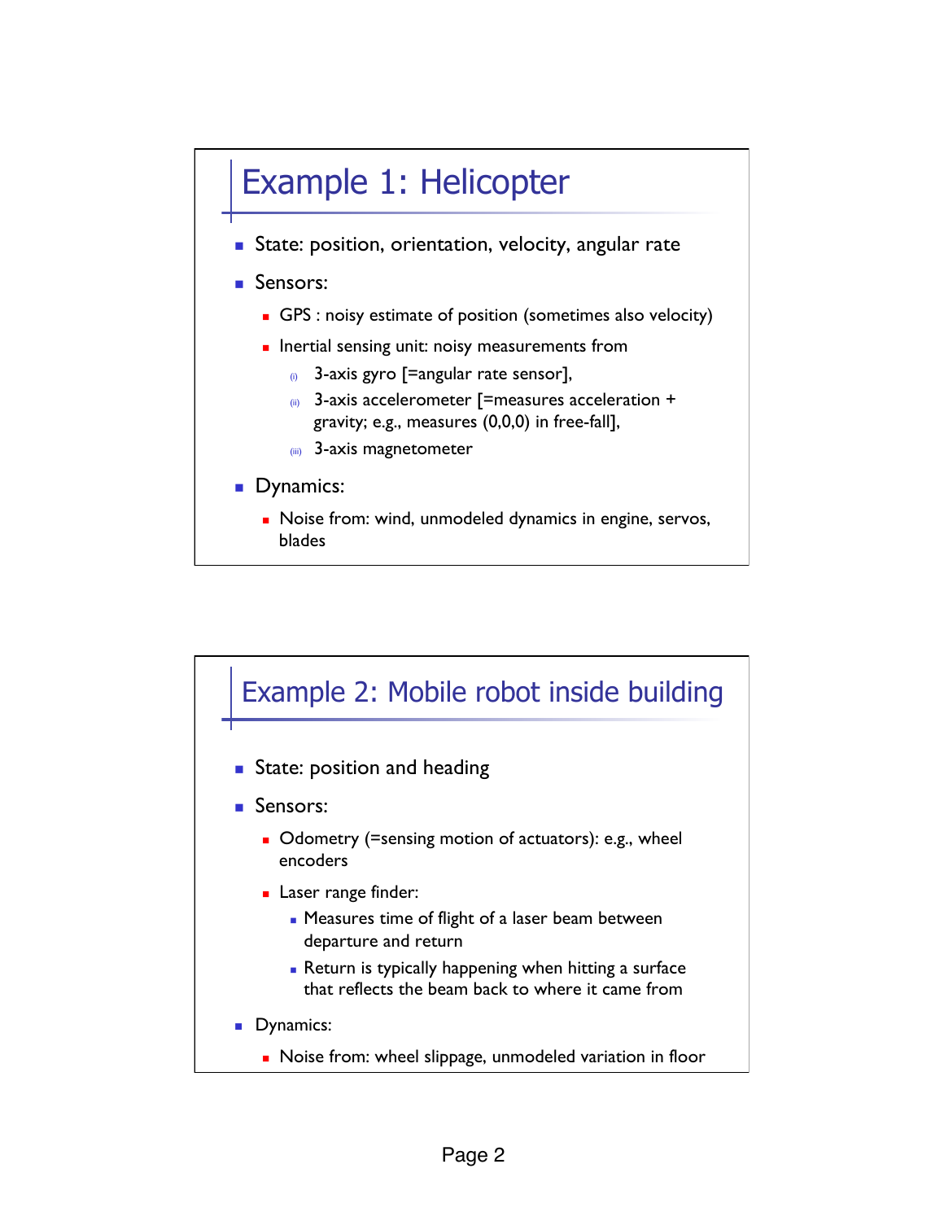## Example 1: Helicopter

- State: position, orientation, velocity, angular rate
- Sensors:
  - GPS : noisy estimate of position (sometimes also velocity)
  - Inertial sensing unit: noisy measurements from
    (i) 3-axis gyro [=angular rate sensor],
    (ii) 3-axis accelerometer [=measures acceleration + gravity; e.g., measures (0,0,0) in free-fall],
    (iii) 3-axis magnetometer
- Dynamics:
  - Noise from: wind, unmodeled dynamics in engine, servos, blades

## Example 2: Mobile robot inside building

- State: position and heading
- Sensors:
  - Odometry (=sensing motion of actuators): e.g., wheel encoders
  - Laser range finder:
    - Measures time of flight of a laser beam between departure and return
    - Return is typically happening when hitting a surface that reflects the beam back to where it came from
- Dynamics:
  - Noise from: wheel slippage, unmodeled variation in floor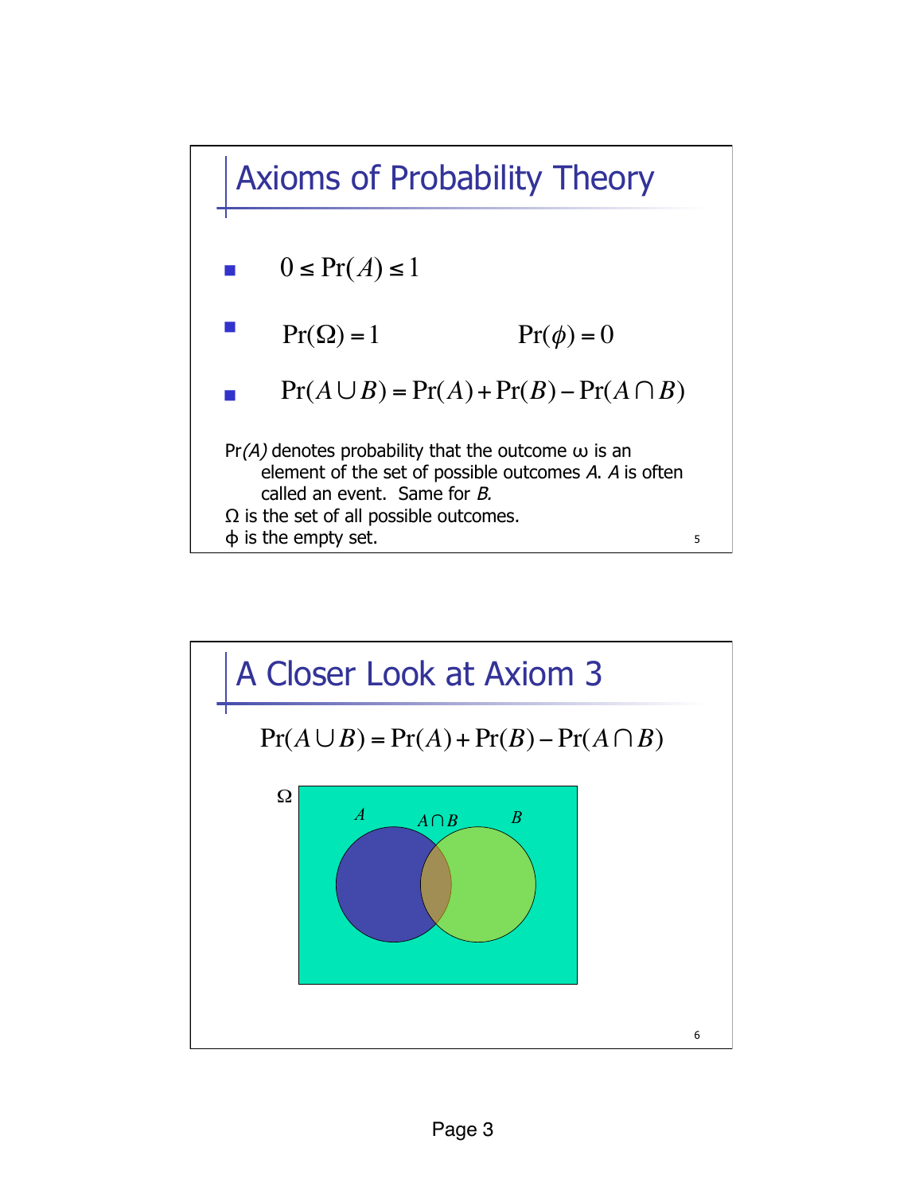## Axioms of Probability Theory

- $0 \leq \Pr(A) \leq 1$
- $\Pr(\Omega) = 1 \qquad \Pr(\phi) = 0$
- $\Pr(A \cup B) = \Pr(A) + \Pr(B) - \Pr(A \cap B)$

Pr*(A)* denotes probability that the outcome ω is an element of the set of possible outcomes *A*. *A* is often called an event. Same for *B.*

Ω is the set of all possible outcomes.

ϕ is the empty set.

## A Closer Look at Axiom 3

$$\Pr(A \cup B) = \Pr(A) + \Pr(B) - \Pr(A \cap B)$$

Ω

$A$ $\quad A \cap B$ $\quad B$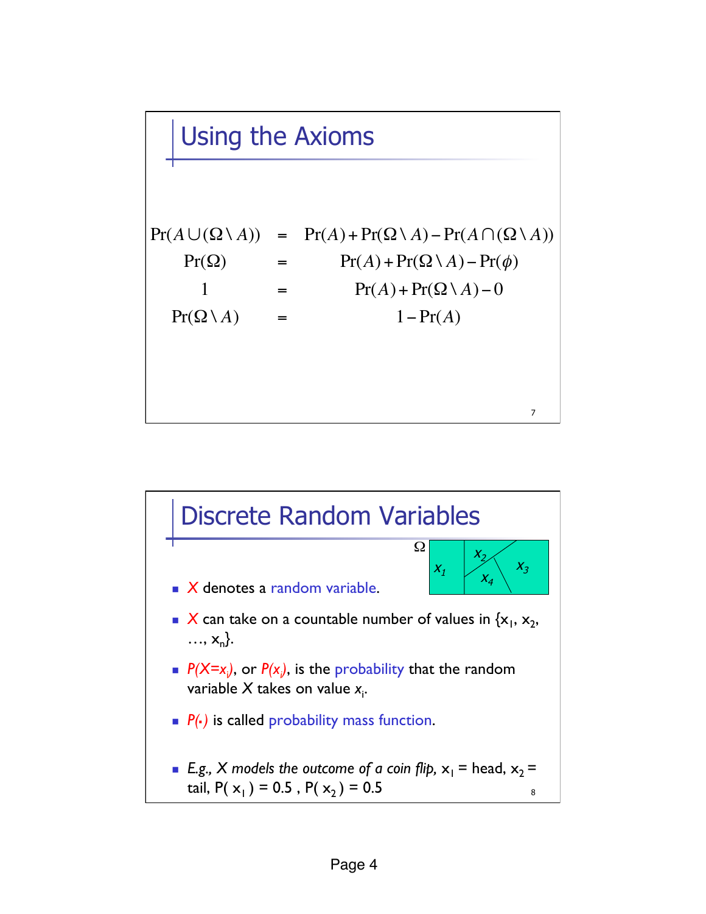## Using the Axioms

$$
\begin{aligned}
\Pr(A \cup (\Omega \setminus A)) &= \Pr(A) + \Pr(\Omega \setminus A) - \Pr(A \cap (\Omega \setminus A)) \\
\Pr(\Omega) &= \Pr(A) + \Pr(\Omega \setminus A) - \Pr(\phi) \\
1 &= \Pr(A) + \Pr(\Omega \setminus A) - 0 \\
\Pr(\Omega \setminus A) &= 1 - \Pr(A)
\end{aligned}
$$

## Discrete Random Variables

- $X$ denotes a random variable.
- $X$ can take on a countable number of values in $\{x_1, x_2, \ldots, x_n\}$.
- $P(X=x_i)$, or $P(x_i)$, is the probability that the random variable $X$ takes on value $x_i$.
- $P(\cdot)$ is called probability mass function.
- *E.g., X models the outcome of a coin flip,* $x_1$ = head, $x_2$ = tail, $P(x_1) = 0.5$ , $P(x_2) = 0.5$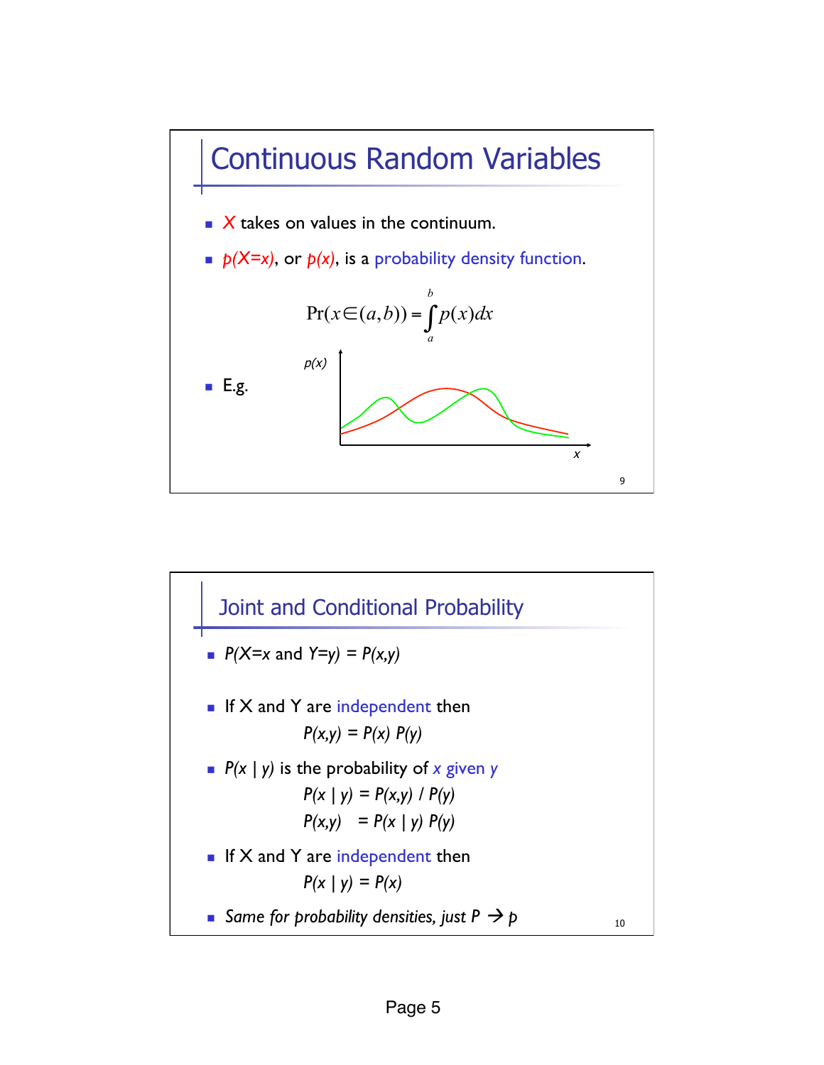## Continuous Random Variables

- $X$ takes on values in the continuum.
- $p(X=x)$, or $p(x)$, is a probability density function.

$$\Pr(x \in (a,b)) = \int_a^b p(x)dx$$

- E.g.

## Joint and Conditional Probability

- $P(X=x \text{ and } Y=y) = P(x,y)$
- If X and Y are independent then

  $P(x,y) = P(x) \, P(y)$
- $P(x \mid y)$ is the probability of $x$ given $y$

  $P(x \mid y) = P(x,y) \, / \, P(y)$

  $P(x,y) = P(x \mid y) \, P(y)$
- If X and Y are independent then

  $P(x \mid y) = P(x)$
- *Same for probability densities, just* $P \rightarrow p$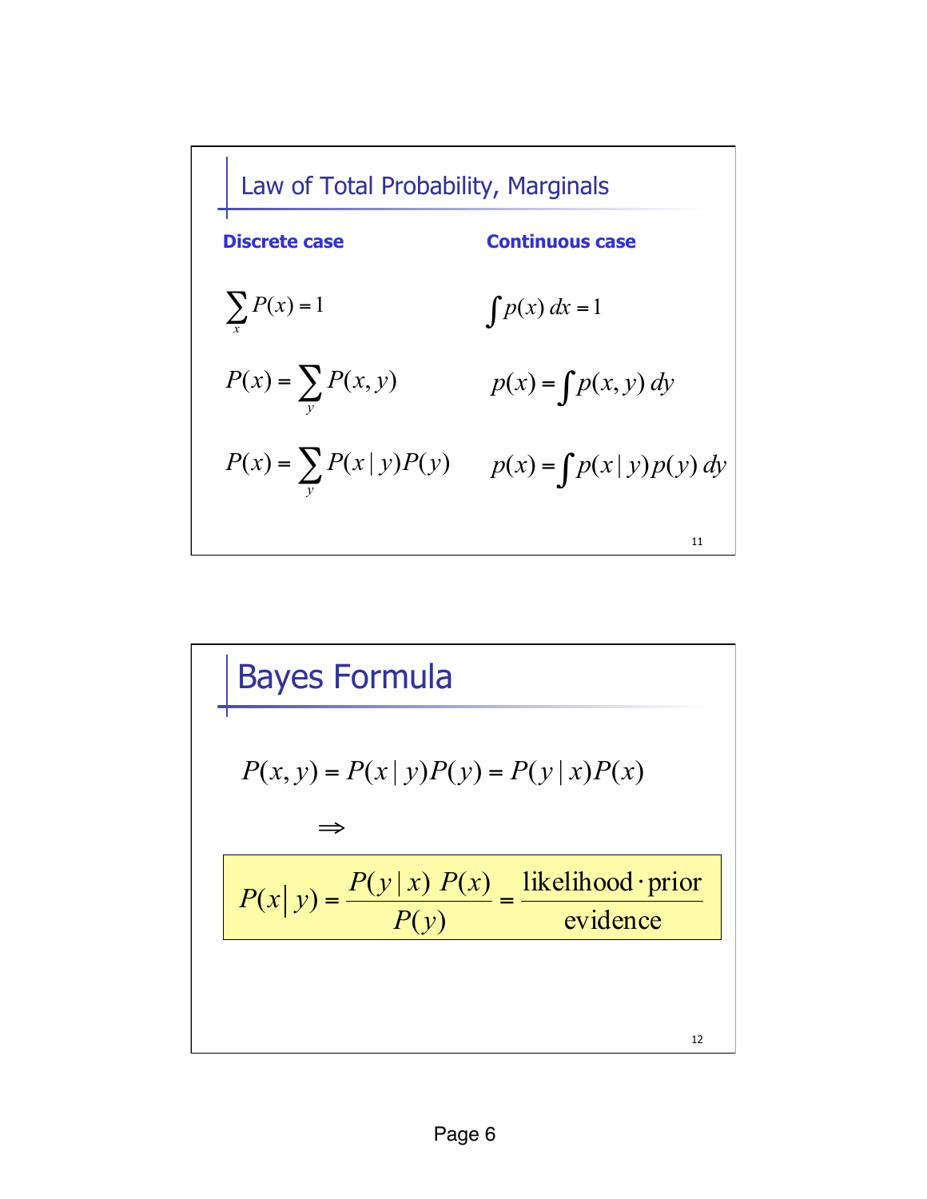## Law of Total Probability, Marginals

**Discrete case**

$$\sum_x P(x) = 1$$

$$P(x) = \sum_y P(x,y)$$

$$P(x) = \sum_y P(x \mid y) P(y)$$

**Continuous case**

$$\int p(x)\, dx = 1$$

$$p(x) = \int p(x,y)\, dy$$

$$p(x) = \int p(x \mid y) p(y)\, dy$$

## Bayes Formula

$$P(x,y) = P(x \mid y) P(y) = P(y \mid x) P(x)$$

$$\Rightarrow$$

$$P(x \mid y) = \frac{P(y \mid x)\; P(x)}{P(y)} = \frac{\text{likelihood} \cdot \text{prior}}{\text{evidence}}$$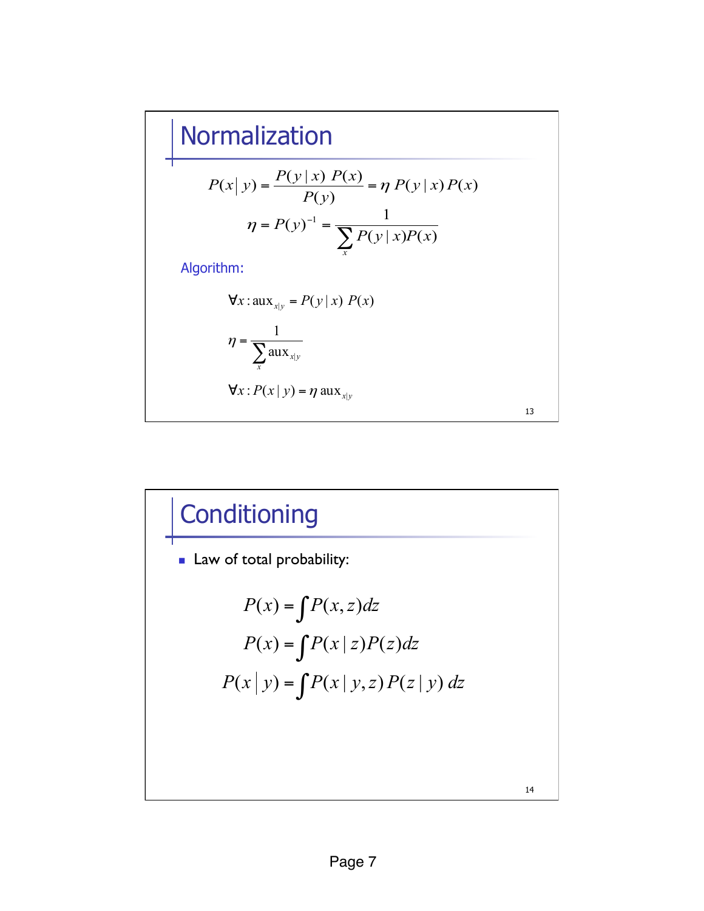## Normalization

$$P(x \mid y) = \frac{P(y \mid x)\ P(x)}{P(y)} = \eta\ P(y \mid x)\,P(x)$$

$$\eta = P(y)^{-1} = \frac{1}{\sum_x P(y \mid x)P(x)}$$

Algorithm:

$$\forall x : \text{aux}_{x|y} = P(y \mid x)\ P(x)$$

$$\eta = \frac{1}{\sum_x \text{aux}_{x|y}}$$

$$\forall x : P(x \mid y) = \eta\ \text{aux}_{x|y}$$

## Conditioning

- Law of total probability:

$$P(x) = \int P(x, z)dz$$

$$P(x) = \int P(x \mid z)P(z)dz$$

$$P(x \mid y) = \int P(x \mid y, z)\, P(z \mid y)\ dz$$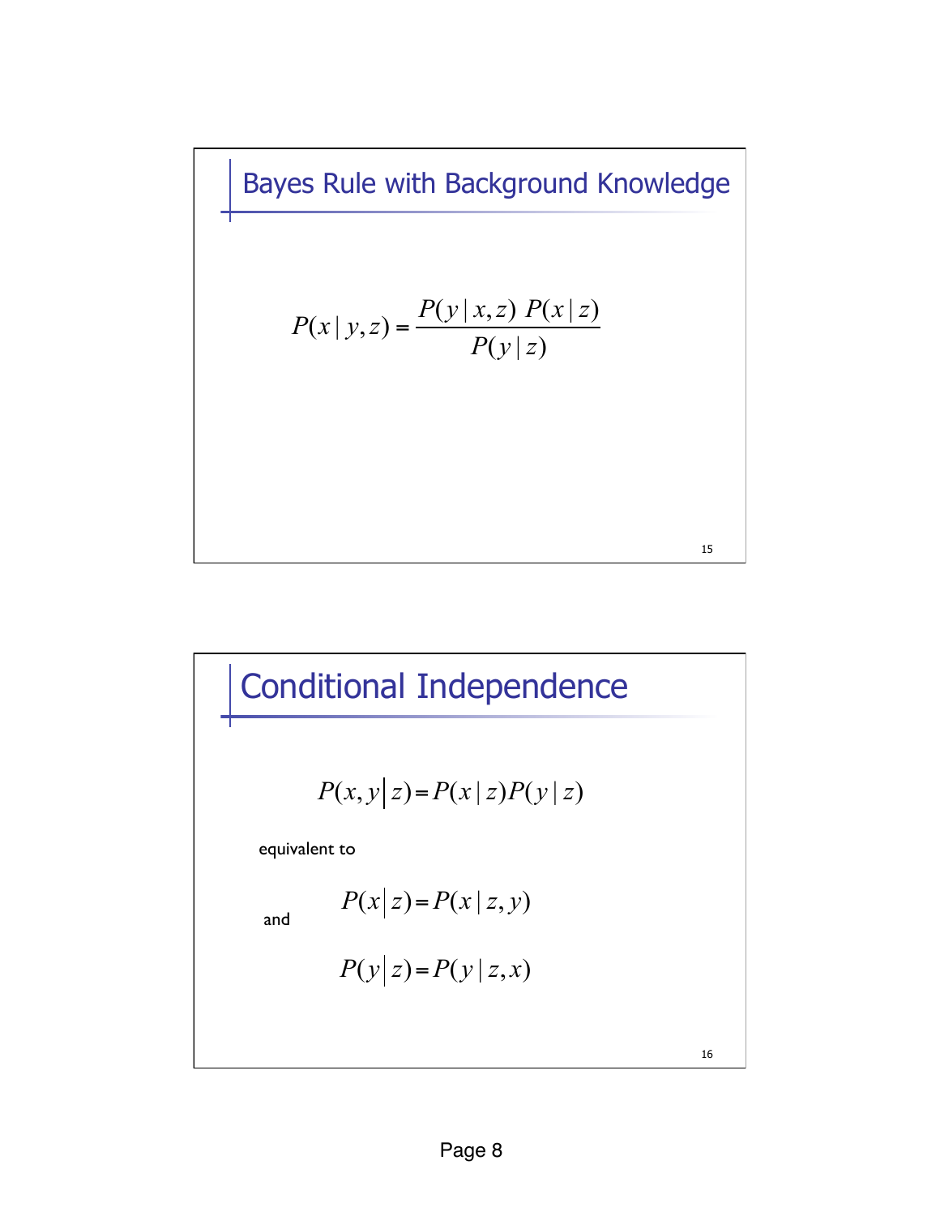## Bayes Rule with Background Knowledge

$$P(x \mid y,z) = \frac{P(y \mid x,z)\ P(x \mid z)}{P(y \mid z)}$$

## Conditional Independence

$$P(x,y \mid z) = P(x \mid z)P(y \mid z)$$

equivalent to

$$P(x \mid z) = P(x \mid z,y)$$

and

$$P(y \mid z) = P(y \mid z,x)$$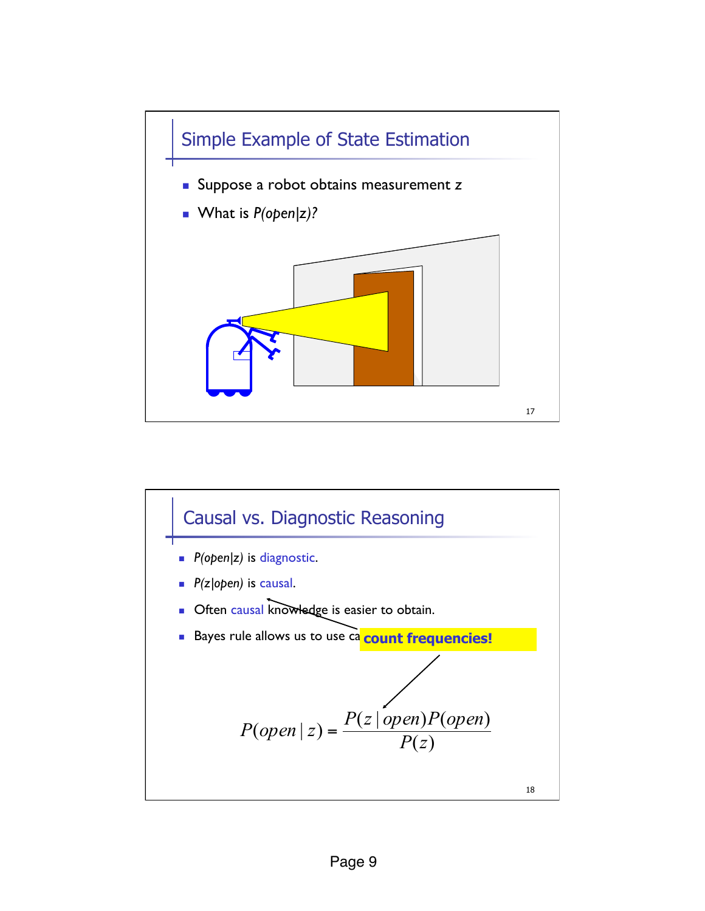## Simple Example of State Estimation

- Suppose a robot obtains measurement z
- What is *P(open|z)?*

## Causal vs. Diagnostic Reasoning

- *P(open|z)* is diagnostic.
- *P(z|open)* is causal.
- Often causal knowledge is easier to obtain.
- Bayes rule allows us to use ca **count frequencies!**

$$P(open \mid z) = \frac{P(z \mid open)P(open)}{P(z)}$$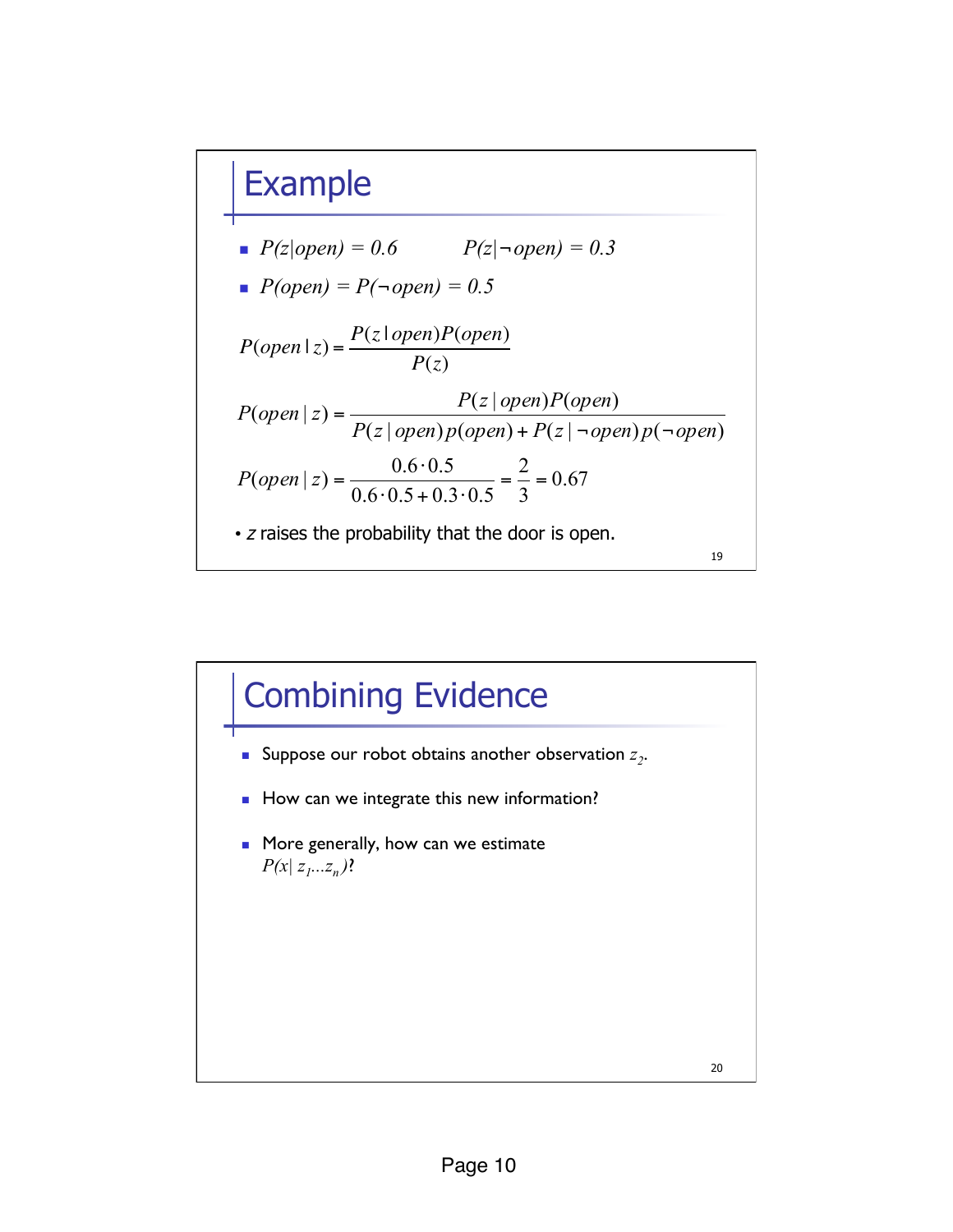## Example

- $P(z|open) = 0.6$ $\quad$ $P(z|\neg open) = 0.3$
- $P(open) = P(\neg open) = 0.5$

$$P(open \mid z) = \frac{P(z \mid open)P(open)}{P(z)}$$

$$P(open \mid z) = \frac{P(z \mid open)P(open)}{P(z \mid open)p(open) + P(z \mid \neg open)p(\neg open)}$$

$$P(open \mid z) = \frac{0.6 \cdot 0.5}{0.6 \cdot 0.5 + 0.3 \cdot 0.5} = \frac{2}{3} = 0.67$$

- *z* raises the probability that the door is open.

## Combining Evidence

- Suppose our robot obtains another observation $z_2$.
- How can we integrate this new information?
- More generally, how can we estimate $P(x| z_1 ... z_n)$?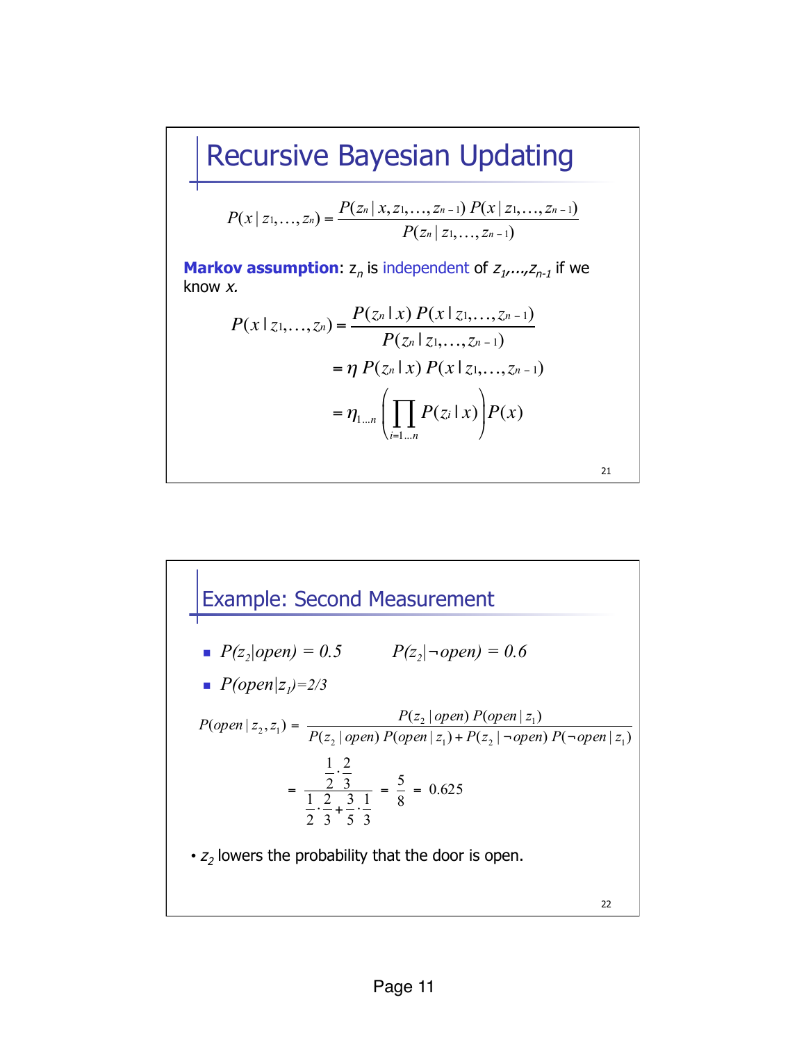## Recursive Bayesian Updating

$$P(x \mid z_1,\ldots,z_n) = \frac{P(z_n \mid x, z_1,\ldots,z_{n-1})\, P(x \mid z_1,\ldots,z_{n-1})}{P(z_n \mid z_1,\ldots,z_{n-1})}$$

**Markov assumption**: $z_n$ is independent of $z_1,\ldots,z_{n-1}$ if we know $x$.

$$P(x \mid z_1,\ldots,z_n) = \frac{P(z_n \mid x)\, P(x \mid z_1,\ldots,z_{n-1})}{P(z_n \mid z_1,\ldots,z_{n-1})}$$

$$= \eta\, P(z_n \mid x)\, P(x \mid z_1,\ldots,z_{n-1})$$

$$= \eta_{1\ldots n} \left( \prod_{i=1\ldots n} P(z_i \mid x) \right) P(x)$$

## Example: Second Measurement

- $P(z_2|open) = 0.5 \qquad P(z_2|\neg open) = 0.6$
- $P(open|z_1)=2/3$

$$P(open \mid z_2, z_1) = \frac{P(z_2 \mid open)\, P(open \mid z_1)}{P(z_2 \mid open)\, P(open \mid z_1) + P(z_2 \mid \neg open)\, P(\neg open \mid z_1)}$$

$$= \frac{\frac{1}{2}\cdot\frac{2}{3}}{\frac{1}{2}\cdot\frac{2}{3} + \frac{3}{5}\cdot\frac{1}{3}} = \frac{5}{8} = 0.625$$

- $z_2$ lowers the probability that the door is open.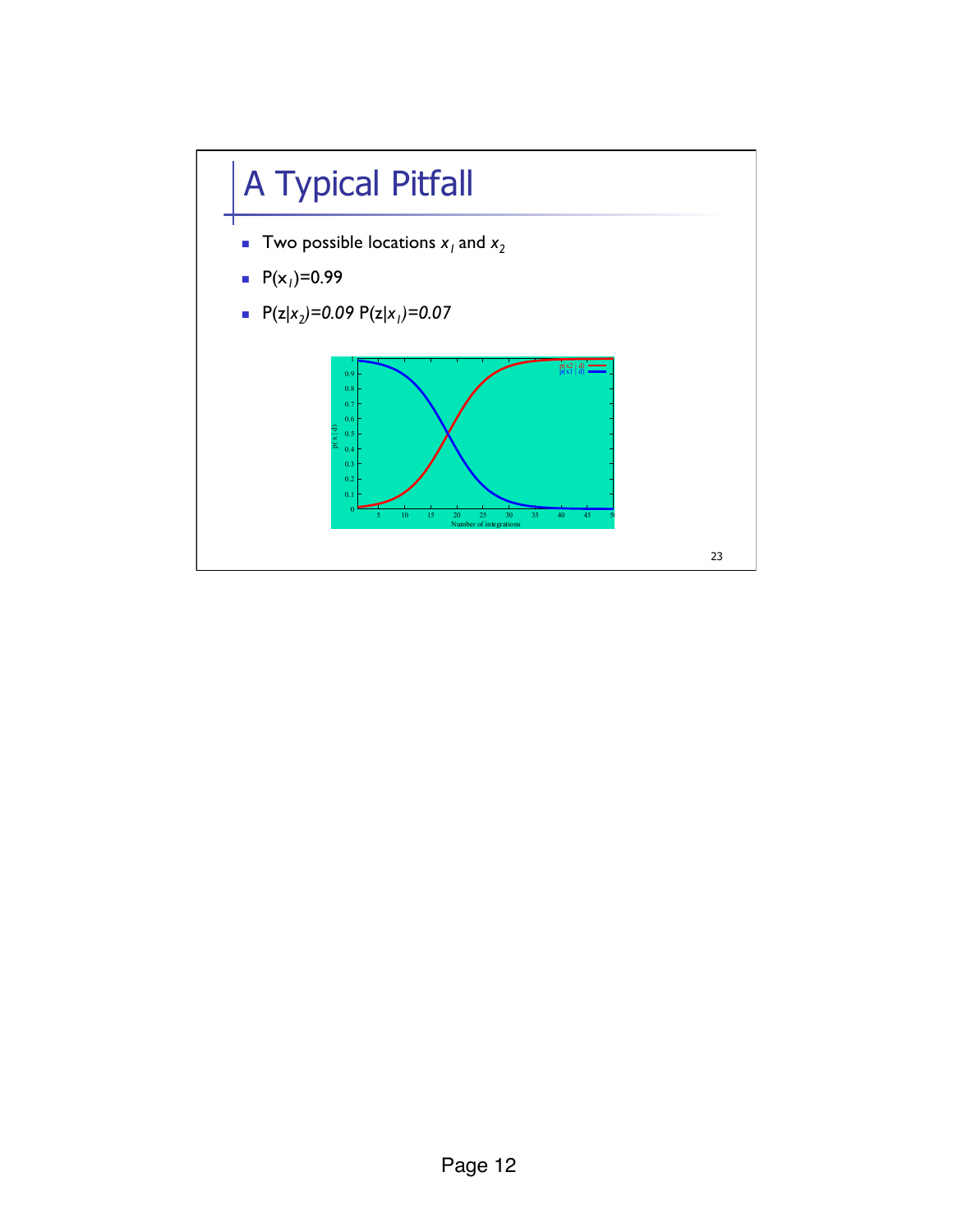# A Typical Pitfall

- Two possible locations $x_1$ and $x_2$
- $P(x_1)=0.99$
- $P(z|x_2)=0.09$ $P(z|x_1)=0.07$

p(x2 | d)
p(x1 | d)
p( x | d)
0
0.1
0.2
0.3
0.4
0.5
0.6
0.7
0.8
0.9
1
5
10
15
20
25
30
35
40
45
50
Number of integrations